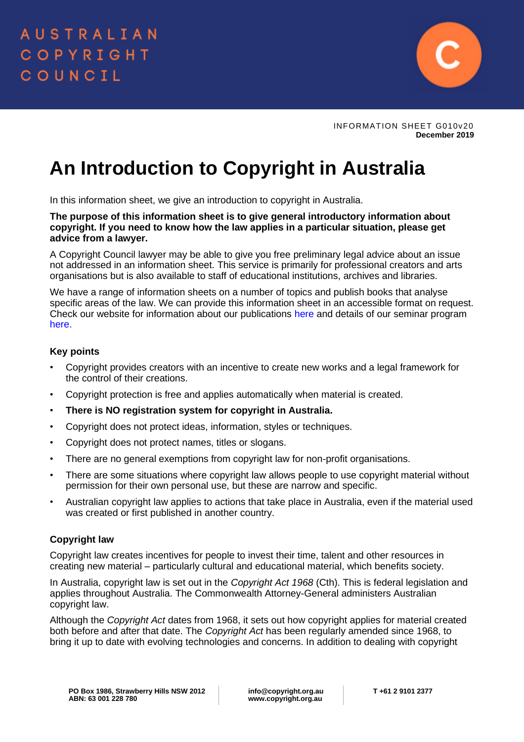AUSTRALIAN COPYRIGHT COUNCIL

INFORMATION SHEET G010v20
**December 2019**

# An Introduction to Copyright in Australia

In this information sheet, we give an introduction to copyright in Australia.

**The purpose of this information sheet is to give general introductory information about copyright. If you need to know how the law applies in a particular situation, please get advice from a lawyer.**

A Copyright Council lawyer may be able to give you free preliminary legal advice about an issue not addressed in an information sheet. This service is primarily for professional creators and arts organisations but is also available to staff of educational institutions, archives and libraries.

We have a range of information sheets on a number of topics and publish books that analyse specific areas of the law. We can provide this information sheet in an accessible format on request. Check our website for information about our publications here and details of our seminar program here.

### Key points

- Copyright provides creators with an incentive to create new works and a legal framework for the control of their creations.
- Copyright protection is free and applies automatically when material is created.
- **There is NO registration system for copyright in Australia.**
- Copyright does not protect ideas, information, styles or techniques.
- Copyright does not protect names, titles or slogans.
- There are no general exemptions from copyright law for non-profit organisations.
- There are some situations where copyright law allows people to use copyright material without permission for their own personal use, but these are narrow and specific.
- Australian copyright law applies to actions that take place in Australia, even if the material used was created or first published in another country.

### Copyright law

Copyright law creates incentives for people to invest their time, talent and other resources in creating new material – particularly cultural and educational material, which benefits society.

In Australia, copyright law is set out in the *Copyright Act 1968* (Cth). This is federal legislation and applies throughout Australia. The Commonwealth Attorney-General administers Australian copyright law.

Although the *Copyright Act* dates from 1968, it sets out how copyright applies for material created both before and after that date. The *Copyright Act* has been regularly amended since 1968, to bring it up to date with evolving technologies and concerns. In addition to dealing with copyright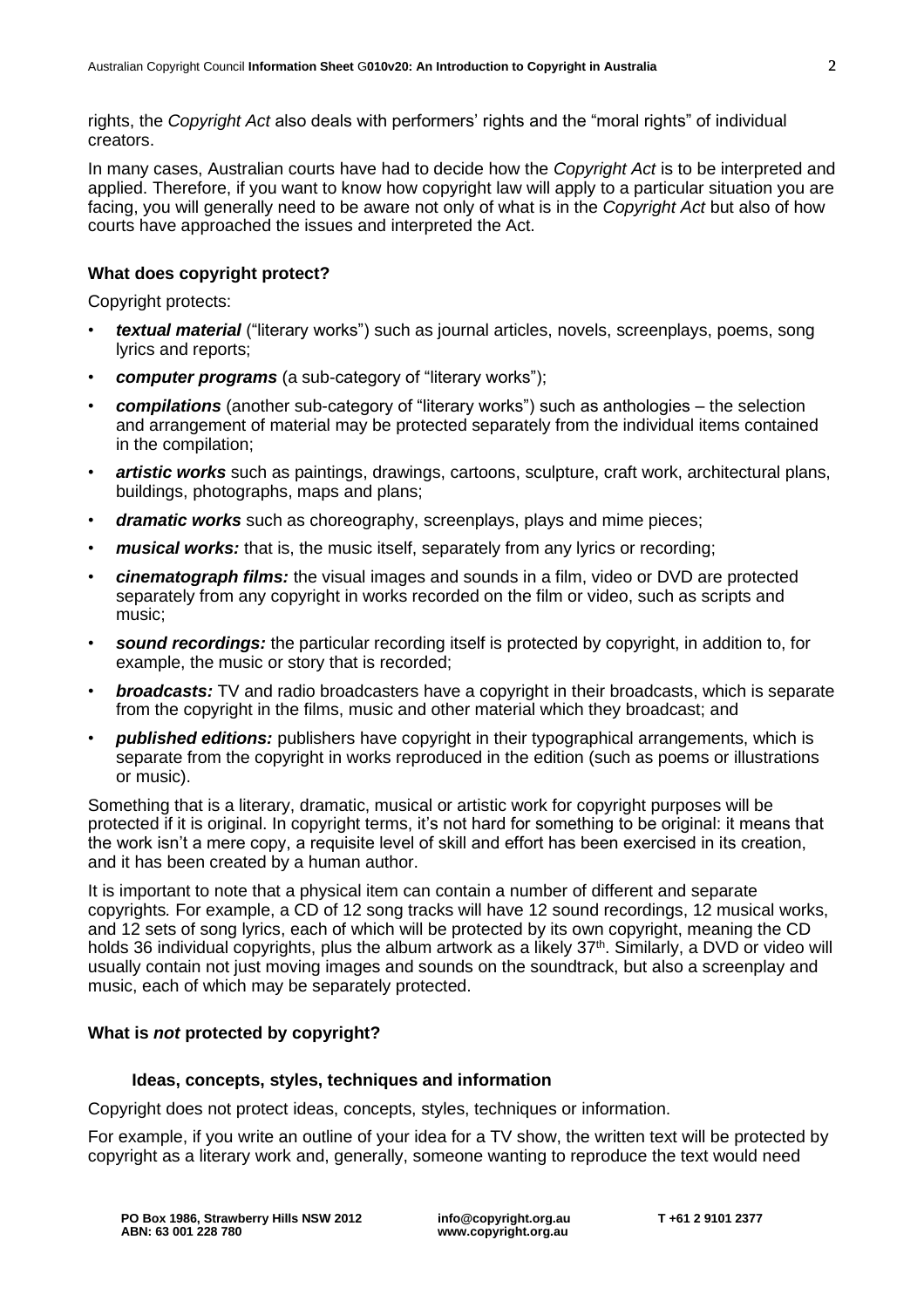rights, the *Copyright Act* also deals with performers' rights and the "moral rights" of individual creators.

In many cases, Australian courts have had to decide how the *Copyright Act* is to be interpreted and applied. Therefore, if you want to know how copyright law will apply to a particular situation you are facing, you will generally need to be aware not only of what is in the *Copyright Act* but also of how courts have approached the issues and interpreted the Act.

### What does copyright protect?

Copyright protects:

- ***textual material*** ("literary works") such as journal articles, novels, screenplays, poems, song lyrics and reports;
- ***computer programs*** (a sub-category of "literary works");
- ***compilations*** (another sub-category of "literary works") such as anthologies – the selection and arrangement of material may be protected separately from the individual items contained in the compilation;
- ***artistic works*** such as paintings, drawings, cartoons, sculpture, craft work, architectural plans, buildings, photographs, maps and plans;
- ***dramatic works*** such as choreography, screenplays, plays and mime pieces;
- ***musical works:*** that is, the music itself, separately from any lyrics or recording;
- ***cinematograph films:*** the visual images and sounds in a film, video or DVD are protected separately from any copyright in works recorded on the film or video, such as scripts and music;
- ***sound recordings:*** the particular recording itself is protected by copyright, in addition to, for example, the music or story that is recorded;
- ***broadcasts:*** TV and radio broadcasters have a copyright in their broadcasts, which is separate from the copyright in the films, music and other material which they broadcast; and
- ***published editions:*** publishers have copyright in their typographical arrangements, which is separate from the copyright in works reproduced in the edition (such as poems or illustrations or music).

Something that is a literary, dramatic, musical or artistic work for copyright purposes will be protected if it is original. In copyright terms, it's not hard for something to be original: it means that the work isn't a mere copy, a requisite level of skill and effort has been exercised in its creation, and it has been created by a human author.

It is important to note that a physical item can contain a number of different and separate copyrights. For example, a CD of 12 song tracks will have 12 sound recordings, 12 musical works, and 12 sets of song lyrics, each of which will be protected by its own copyright, meaning the CD holds 36 individual copyrights, plus the album artwork as a likely 37th. Similarly, a DVD or video will usually contain not just moving images and sounds on the soundtrack, but also a screenplay and music, each of which may be separately protected.

### What is *not* protected by copyright?

#### Ideas, concepts, styles, techniques and information

Copyright does not protect ideas, concepts, styles, techniques or information.

For example, if you write an outline of your idea for a TV show, the written text will be protected by copyright as a literary work and, generally, someone wanting to reproduce the text would need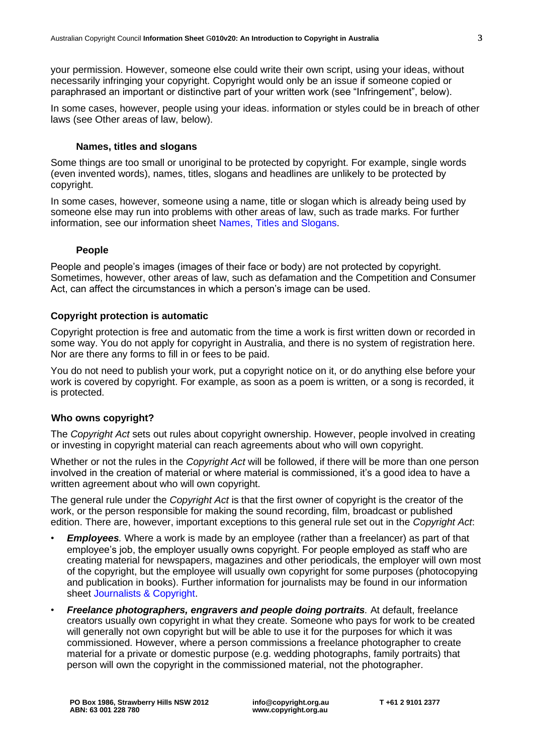your permission. However, someone else could write their own script, using your ideas, without necessarily infringing your copyright. Copyright would only be an issue if someone copied or paraphrased an important or distinctive part of your written work (see "Infringement", below).

In some cases, however, people using your ideas. information or styles could be in breach of other laws (see Other areas of law, below).

### Names, titles and slogans

Some things are too small or unoriginal to be protected by copyright. For example, single words (even invented words), names, titles, slogans and headlines are unlikely to be protected by copyright.

In some cases, however, someone using a name, title or slogan which is already being used by someone else may run into problems with other areas of law, such as trade marks. For further information, see our information sheet Names, Titles and Slogans.

### People

People and people's images (images of their face or body) are not protected by copyright. Sometimes, however, other areas of law, such as defamation and the Competition and Consumer Act, can affect the circumstances in which a person's image can be used.

## Copyright protection is automatic

Copyright protection is free and automatic from the time a work is first written down or recorded in some way. You do not apply for copyright in Australia, and there is no system of registration here. Nor are there any forms to fill in or fees to be paid.

You do not need to publish your work, put a copyright notice on it, or do anything else before your work is covered by copyright. For example, as soon as a poem is written, or a song is recorded, it is protected.

## Who owns copyright?

The *Copyright Act* sets out rules about copyright ownership. However, people involved in creating or investing in copyright material can reach agreements about who will own copyright.

Whether or not the rules in the *Copyright Act* will be followed, if there will be more than one person involved in the creation of material or where material is commissioned, it's a good idea to have a written agreement about who will own copyright.

The general rule under the *Copyright Act* is that the first owner of copyright is the creator of the work, or the person responsible for making the sound recording, film, broadcast or published edition. There are, however, important exceptions to this general rule set out in the *Copyright Act*:

- ***Employees.*** Where a work is made by an employee (rather than a freelancer) as part of that employee's job, the employer usually owns copyright. For people employed as staff who are creating material for newspapers, magazines and other periodicals, the employer will own most of the copyright, but the employee will usually own copyright for some purposes (photocopying and publication in books). Further information for journalists may be found in our information sheet Journalists & Copyright.
- ***Freelance photographers, engravers and people doing portraits.*** At default, freelance creators usually own copyright in what they create. Someone who pays for work to be created will generally not own copyright but will be able to use it for the purposes for which it was commissioned. However, where a person commissions a freelance photographer to create material for a private or domestic purpose (e.g. wedding photographs, family portraits) that person will own the copyright in the commissioned material, not the photographer.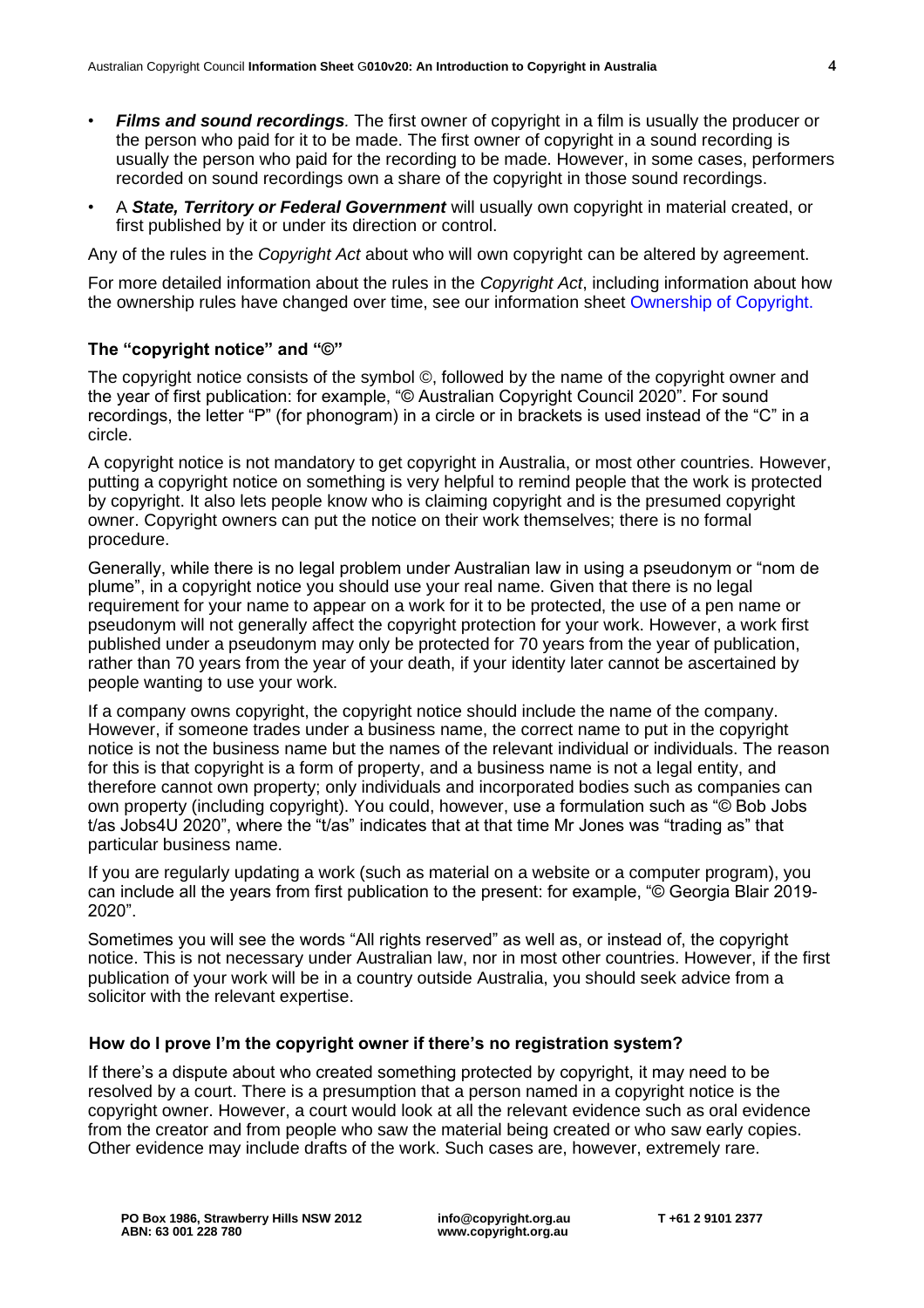- ***Films and sound recordings**.* The first owner of copyright in a film is usually the producer or the person who paid for it to be made. The first owner of copyright in a sound recording is usually the person who paid for the recording to be made. However, in some cases, performers recorded on sound recordings own a share of the copyright in those sound recordings.
- A ***State, Territory or Federal Government*** will usually own copyright in material created, or first published by it or under its direction or control.

Any of the rules in the *Copyright Act* about who will own copyright can be altered by agreement.

For more detailed information about the rules in the *Copyright Act*, including information about how the ownership rules have changed over time, see our information sheet Ownership of Copyright.

### The "copyright notice" and "©"

The copyright notice consists of the symbol ©, followed by the name of the copyright owner and the year of first publication: for example, "© Australian Copyright Council 2020". For sound recordings, the letter "P" (for phonogram) in a circle or in brackets is used instead of the "C" in a circle.

A copyright notice is not mandatory to get copyright in Australia, or most other countries. However, putting a copyright notice on something is very helpful to remind people that the work is protected by copyright. It also lets people know who is claiming copyright and is the presumed copyright owner. Copyright owners can put the notice on their work themselves; there is no formal procedure.

Generally, while there is no legal problem under Australian law in using a pseudonym or "nom de plume", in a copyright notice you should use your real name. Given that there is no legal requirement for your name to appear on a work for it to be protected, the use of a pen name or pseudonym will not generally affect the copyright protection for your work. However, a work first published under a pseudonym may only be protected for 70 years from the year of publication, rather than 70 years from the year of your death, if your identity later cannot be ascertained by people wanting to use your work.

If a company owns copyright, the copyright notice should include the name of the company. However, if someone trades under a business name, the correct name to put in the copyright notice is not the business name but the names of the relevant individual or individuals. The reason for this is that copyright is a form of property, and a business name is not a legal entity, and therefore cannot own property; only individuals and incorporated bodies such as companies can own property (including copyright). You could, however, use a formulation such as "© Bob Jobs t/as Jobs4U 2020", where the "t/as" indicates that at that time Mr Jones was "trading as" that particular business name.

If you are regularly updating a work (such as material on a website or a computer program), you can include all the years from first publication to the present: for example, "© Georgia Blair 2019-2020".

Sometimes you will see the words "All rights reserved" as well as, or instead of, the copyright notice. This is not necessary under Australian law, nor in most other countries. However, if the first publication of your work will be in a country outside Australia, you should seek advice from a solicitor with the relevant expertise.

### How do I prove I'm the copyright owner if there's no registration system?

If there's a dispute about who created something protected by copyright, it may need to be resolved by a court. There is a presumption that a person named in a copyright notice is the copyright owner. However, a court would look at all the relevant evidence such as oral evidence from the creator and from people who saw the material being created or who saw early copies. Other evidence may include drafts of the work. Such cases are, however, extremely rare.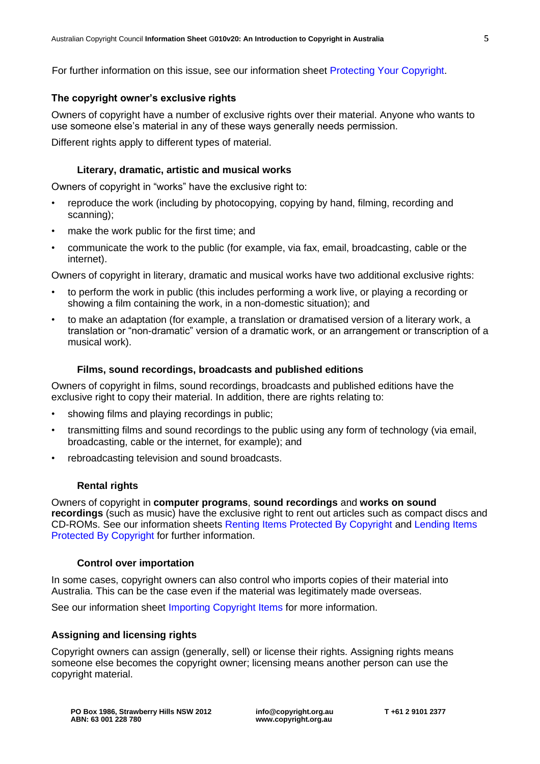For further information on this issue, see our information sheet Protecting Your Copyright.

## The copyright owner's exclusive rights

Owners of copyright have a number of exclusive rights over their material. Anyone who wants to use someone else's material in any of these ways generally needs permission.

Different rights apply to different types of material.

### Literary, dramatic, artistic and musical works

Owners of copyright in "works" have the exclusive right to:

- reproduce the work (including by photocopying, copying by hand, filming, recording and scanning);
- make the work public for the first time; and
- communicate the work to the public (for example, via fax, email, broadcasting, cable or the internet).

Owners of copyright in literary, dramatic and musical works have two additional exclusive rights:

- to perform the work in public (this includes performing a work live, or playing a recording or showing a film containing the work, in a non-domestic situation); and
- to make an adaptation (for example, a translation or dramatised version of a literary work, a translation or "non-dramatic" version of a dramatic work, or an arrangement or transcription of a musical work).

### Films, sound recordings, broadcasts and published editions

Owners of copyright in films, sound recordings, broadcasts and published editions have the exclusive right to copy their material. In addition, there are rights relating to:

- showing films and playing recordings in public;
- transmitting films and sound recordings to the public using any form of technology (via email, broadcasting, cable or the internet, for example); and
- rebroadcasting television and sound broadcasts.

### Rental rights

Owners of copyright in **computer programs**, **sound recordings** and **works on sound recordings** (such as music) have the exclusive right to rent out articles such as compact discs and CD-ROMs. See our information sheets Renting Items Protected By Copyright and Lending Items Protected By Copyright for further information.

### Control over importation

In some cases, copyright owners can also control who imports copies of their material into Australia. This can be the case even if the material was legitimately made overseas.

See our information sheet Importing Copyright Items for more information.

## Assigning and licensing rights

Copyright owners can assign (generally, sell) or license their rights. Assigning rights means someone else becomes the copyright owner; licensing means another person can use the copyright material.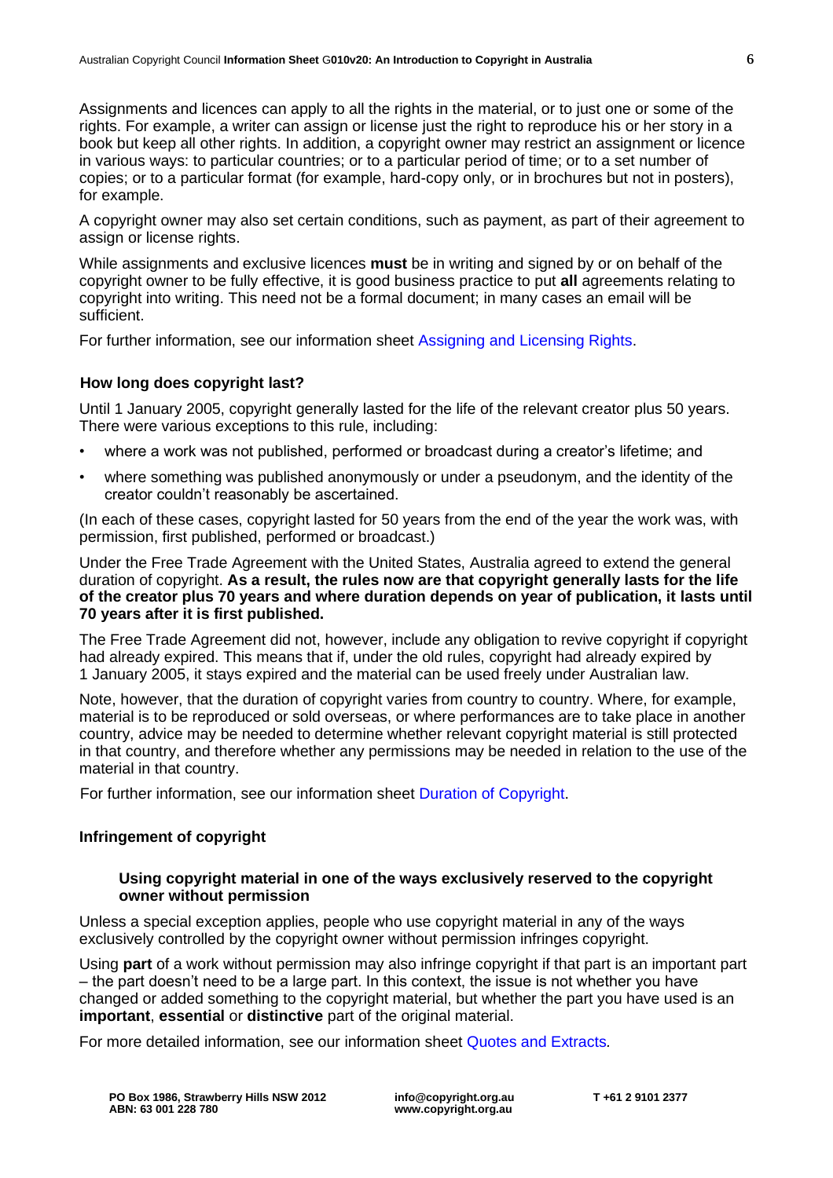Assignments and licences can apply to all the rights in the material, or to just one or some of the rights. For example, a writer can assign or license just the right to reproduce his or her story in a book but keep all other rights. In addition, a copyright owner may restrict an assignment or licence in various ways: to particular countries; or to a particular period of time; or to a set number of copies; or to a particular format (for example, hard-copy only, or in brochures but not in posters), for example.

A copyright owner may also set certain conditions, such as payment, as part of their agreement to assign or license rights.

While assignments and exclusive licences **must** be in writing and signed by or on behalf of the copyright owner to be fully effective, it is good business practice to put **all** agreements relating to copyright into writing. This need not be a formal document; in many cases an email will be sufficient.

For further information, see our information sheet Assigning and Licensing Rights.

### How long does copyright last?

Until 1 January 2005, copyright generally lasted for the life of the relevant creator plus 50 years. There were various exceptions to this rule, including:

- where a work was not published, performed or broadcast during a creator's lifetime; and
- where something was published anonymously or under a pseudonym, and the identity of the creator couldn't reasonably be ascertained.

(In each of these cases, copyright lasted for 50 years from the end of the year the work was, with permission, first published, performed or broadcast.)

Under the Free Trade Agreement with the United States, Australia agreed to extend the general duration of copyright. **As a result, the rules now are that copyright generally lasts for the life of the creator plus 70 years and where duration depends on year of publication, it lasts until 70 years after it is first published.**

The Free Trade Agreement did not, however, include any obligation to revive copyright if copyright had already expired. This means that if, under the old rules, copyright had already expired by 1 January 2005, it stays expired and the material can be used freely under Australian law.

Note, however, that the duration of copyright varies from country to country. Where, for example, material is to be reproduced or sold overseas, or where performances are to take place in another country, advice may be needed to determine whether relevant copyright material is still protected in that country, and therefore whether any permissions may be needed in relation to the use of the material in that country.

For further information, see our information sheet Duration of Copyright.

### Infringement of copyright

#### Using copyright material in one of the ways exclusively reserved to the copyright owner without permission

Unless a special exception applies, people who use copyright material in any of the ways exclusively controlled by the copyright owner without permission infringes copyright.

Using **part** of a work without permission may also infringe copyright if that part is an important part – the part doesn't need to be a large part. In this context, the issue is not whether you have changed or added something to the copyright material, but whether the part you have used is an **important**, **essential** or **distinctive** part of the original material.

For more detailed information, see our information sheet *Quotes and Extracts.*

**PO Box 1986, Strawberry Hills NSW 2012**
**ABN: 63 001 228 780**

**info@copyright.org.au**
**www.copyright.org.au**

**T +61 2 9101 2377**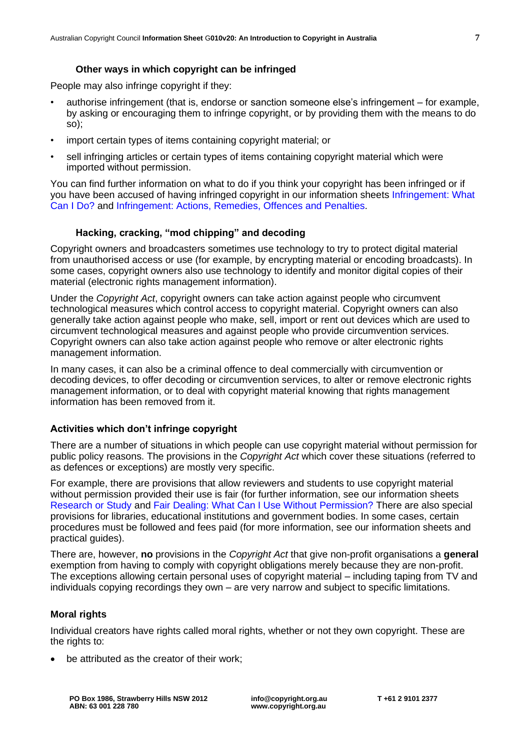### Other ways in which copyright can be infringed

People may also infringe copyright if they:

- authorise infringement (that is, endorse or sanction someone else's infringement – for example, by asking or encouraging them to infringe copyright, or by providing them with the means to do so);
- import certain types of items containing copyright material; or
- sell infringing articles or certain types of items containing copyright material which were imported without permission.

You can find further information on what to do if you think your copyright has been infringed or if you have been accused of having infringed copyright in our information sheets Infringement: What Can I Do? and Infringement: Actions, Remedies, Offences and Penalties.

### Hacking, cracking, "mod chipping" and decoding

Copyright owners and broadcasters sometimes use technology to try to protect digital material from unauthorised access or use (for example, by encrypting material or encoding broadcasts). In some cases, copyright owners also use technology to identify and monitor digital copies of their material (electronic rights management information).

Under the *Copyright Act*, copyright owners can take action against people who circumvent technological measures which control access to copyright material. Copyright owners can also generally take action against people who make, sell, import or rent out devices which are used to circumvent technological measures and against people who provide circumvention services. Copyright owners can also take action against people who remove or alter electronic rights management information.

In many cases, it can also be a criminal offence to deal commercially with circumvention or decoding devices, to offer decoding or circumvention services, to alter or remove electronic rights management information, or to deal with copyright material knowing that rights management information has been removed from it.

## Activities which don't infringe copyright

There are a number of situations in which people can use copyright material without permission for public policy reasons. The provisions in the *Copyright Act* which cover these situations (referred to as defences or exceptions) are mostly very specific.

For example, there are provisions that allow reviewers and students to use copyright material without permission provided their use is fair (for further information, see our information sheets Research or Study and Fair Dealing: What Can I Use Without Permission? There are also special provisions for libraries, educational institutions and government bodies. In some cases, certain procedures must be followed and fees paid (for more information, see our information sheets and practical guides).

There are, however, **no** provisions in the *Copyright Act* that give non-profit organisations a **general** exemption from having to comply with copyright obligations merely because they are non-profit. The exceptions allowing certain personal uses of copyright material – including taping from TV and individuals copying recordings they own – are very narrow and subject to specific limitations.

## Moral rights

Individual creators have rights called moral rights, whether or not they own copyright. These are the rights to:

- be attributed as the creator of their work;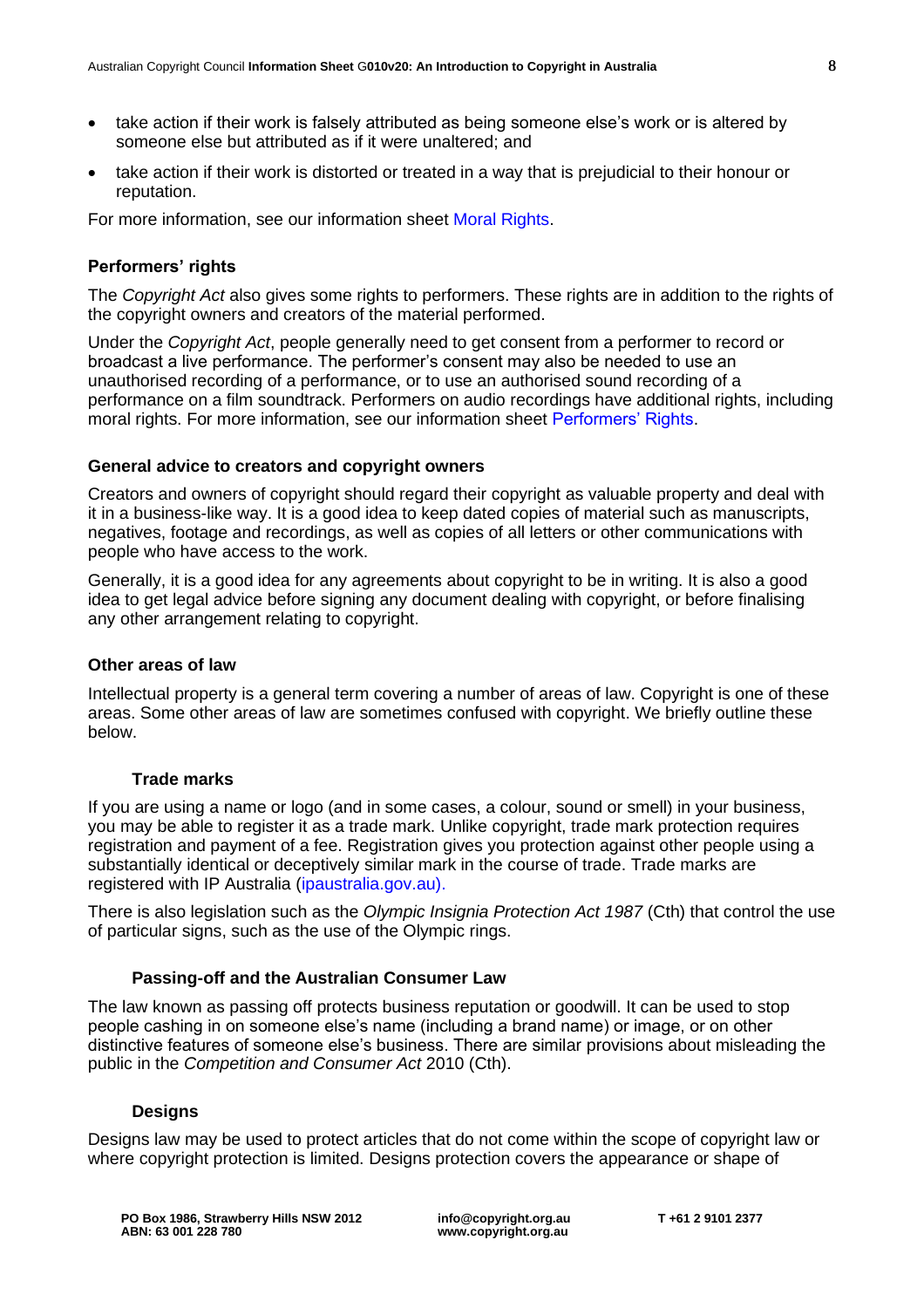- take action if their work is falsely attributed as being someone else's work or is altered by someone else but attributed as if it were unaltered; and
- take action if their work is distorted or treated in a way that is prejudicial to their honour or reputation.

For more information, see our information sheet Moral Rights.

### Performers' rights

The *Copyright Act* also gives some rights to performers. These rights are in addition to the rights of the copyright owners and creators of the material performed.

Under the *Copyright Act*, people generally need to get consent from a performer to record or broadcast a live performance. The performer's consent may also be needed to use an unauthorised recording of a performance, or to use an authorised sound recording of a performance on a film soundtrack. Performers on audio recordings have additional rights, including moral rights. For more information, see our information sheet Performers' Rights.

### General advice to creators and copyright owners

Creators and owners of copyright should regard their copyright as valuable property and deal with it in a business-like way. It is a good idea to keep dated copies of material such as manuscripts, negatives, footage and recordings, as well as copies of all letters or other communications with people who have access to the work.

Generally, it is a good idea for any agreements about copyright to be in writing. It is also a good idea to get legal advice before signing any document dealing with copyright, or before finalising any other arrangement relating to copyright.

### Other areas of law

Intellectual property is a general term covering a number of areas of law. Copyright is one of these areas. Some other areas of law are sometimes confused with copyright. We briefly outline these below.

#### Trade marks

If you are using a name or logo (and in some cases, a colour, sound or smell) in your business, you may be able to register it as a trade mark. Unlike copyright, trade mark protection requires registration and payment of a fee. Registration gives you protection against other people using a substantially identical or deceptively similar mark in the course of trade. Trade marks are registered with IP Australia (ipaustralia.gov.au).

There is also legislation such as the *Olympic Insignia Protection Act 1987* (Cth) that control the use of particular signs, such as the use of the Olympic rings.

#### Passing-off and the Australian Consumer Law

The law known as passing off protects business reputation or goodwill. It can be used to stop people cashing in on someone else's name (including a brand name) or image, or on other distinctive features of someone else's business. There are similar provisions about misleading the public in the *Competition and Consumer Act* 2010 (Cth).

#### Designs

Designs law may be used to protect articles that do not come within the scope of copyright law or where copyright protection is limited. Designs protection covers the appearance or shape of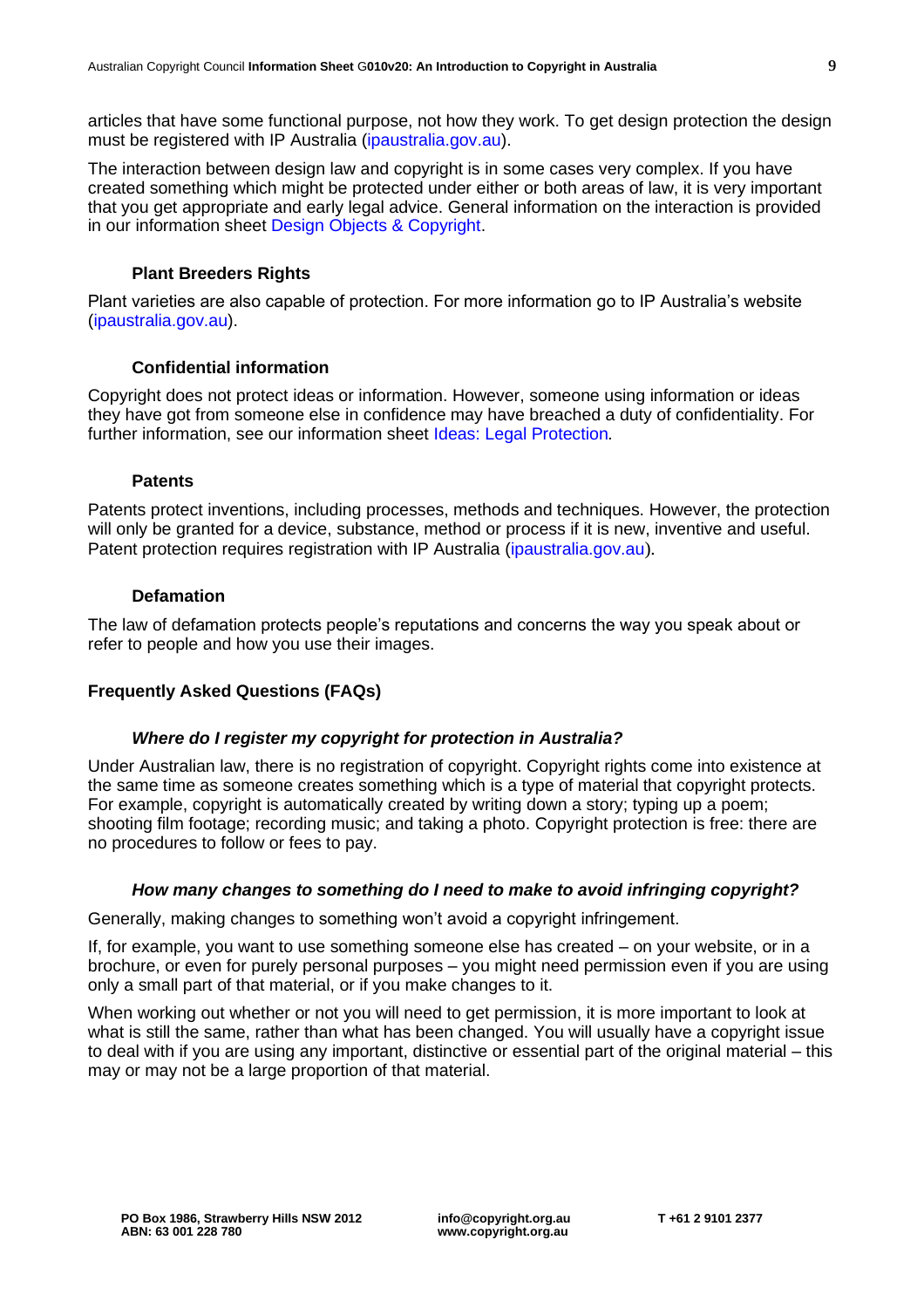articles that have some functional purpose, not how they work. To get design protection the design must be registered with IP Australia (ipaustralia.gov.au).

The interaction between design law and copyright is in some cases very complex. If you have created something which might be protected under either or both areas of law, it is very important that you get appropriate and early legal advice. General information on the interaction is provided in our information sheet Design Objects & Copyright.

### Plant Breeders Rights

Plant varieties are also capable of protection. For more information go to IP Australia's website (ipaustralia.gov.au).

### Confidential information

Copyright does not protect ideas or information. However, someone using information or ideas they have got from someone else in confidence may have breached a duty of confidentiality. For further information, see our information sheet *Ideas: Legal Protection*.

### Patents

Patents protect inventions, including processes, methods and techniques. However, the protection will only be granted for a device, substance, method or process if it is new, inventive and useful. Patent protection requires registration with IP Australia (ipaustralia.gov.au).

### Defamation

The law of defamation protects people's reputations and concerns the way you speak about or refer to people and how you use their images.

## Frequently Asked Questions (FAQs)

### *Where do I register my copyright for protection in Australia?*

Under Australian law, there is no registration of copyright. Copyright rights come into existence at the same time as someone creates something which is a type of material that copyright protects. For example, copyright is automatically created by writing down a story; typing up a poem; shooting film footage; recording music; and taking a photo. Copyright protection is free: there are no procedures to follow or fees to pay.

### *How many changes to something do I need to make to avoid infringing copyright?*

Generally, making changes to something won't avoid a copyright infringement.

If, for example, you want to use something someone else has created – on your website, or in a brochure, or even for purely personal purposes – you might need permission even if you are using only a small part of that material, or if you make changes to it.

When working out whether or not you will need to get permission, it is more important to look at what is still the same, rather than what has been changed. You will usually have a copyright issue to deal with if you are using any important, distinctive or essential part of the original material – this may or may not be a large proportion of that material.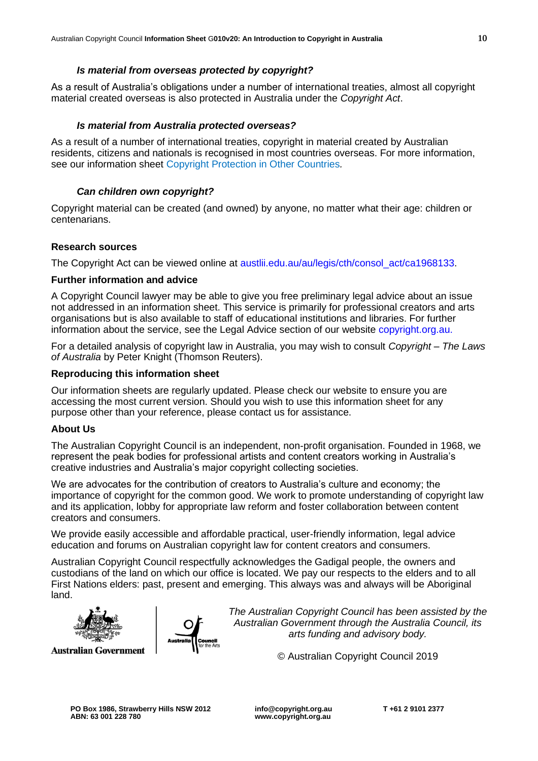### *Is material from overseas protected by copyright?*

As a result of Australia's obligations under a number of international treaties, almost all copyright material created overseas is also protected in Australia under the *Copyright Act*.

### *Is material from Australia protected overseas?*

As a result of a number of international treaties, copyright in material created by Australian residents, citizens and nationals is recognised in most countries overseas. For more information, see our information sheet Copyright Protection in Other Countries*.*

### *Can children own copyright?*

Copyright material can be created (and owned) by anyone, no matter what their age: children or centenarians.

## Research sources

The Copyright Act can be viewed online at austlii.edu.au/au/legis/cth/consol_act/ca1968133.

## Further information and advice

A Copyright Council lawyer may be able to give you free preliminary legal advice about an issue not addressed in an information sheet. This service is primarily for professional creators and arts organisations but is also available to staff of educational institutions and libraries. For further information about the service, see the Legal Advice section of our website copyright.org.au.

For a detailed analysis of copyright law in Australia, you may wish to consult *Copyright – The Laws of Australia* by Peter Knight (Thomson Reuters).

## Reproducing this information sheet

Our information sheets are regularly updated. Please check our website to ensure you are accessing the most current version. Should you wish to use this information sheet for any purpose other than your reference, please contact us for assistance.

## About Us

The Australian Copyright Council is an independent, non-profit organisation. Founded in 1968, we represent the peak bodies for professional artists and content creators working in Australia's creative industries and Australia's major copyright collecting societies.

We are advocates for the contribution of creators to Australia's culture and economy; the importance of copyright for the common good. We work to promote understanding of copyright law and its application, lobby for appropriate law reform and foster collaboration between content creators and consumers.

We provide easily accessible and affordable practical, user-friendly information, legal advice education and forums on Australian copyright law for content creators and consumers.

Australian Copyright Council respectfully acknowledges the Gadigal people, the owners and custodians of the land on which our office is located. We pay our respects to the elders and to all First Nations elders: past, present and emerging. This always was and always will be Aboriginal land.

Australian Government

Australia Council for the Arts

*The Australian Copyright Council has been assisted by the Australian Government through the Australia Council, its arts funding and advisory body.*

© Australian Copyright Council 2019

**PO Box 1986, Strawberry Hills NSW 2012**
**ABN: 63 001 228 780**

**info@copyright.org.au**
**www.copyright.org.au**

**T +61 2 9101 2377**